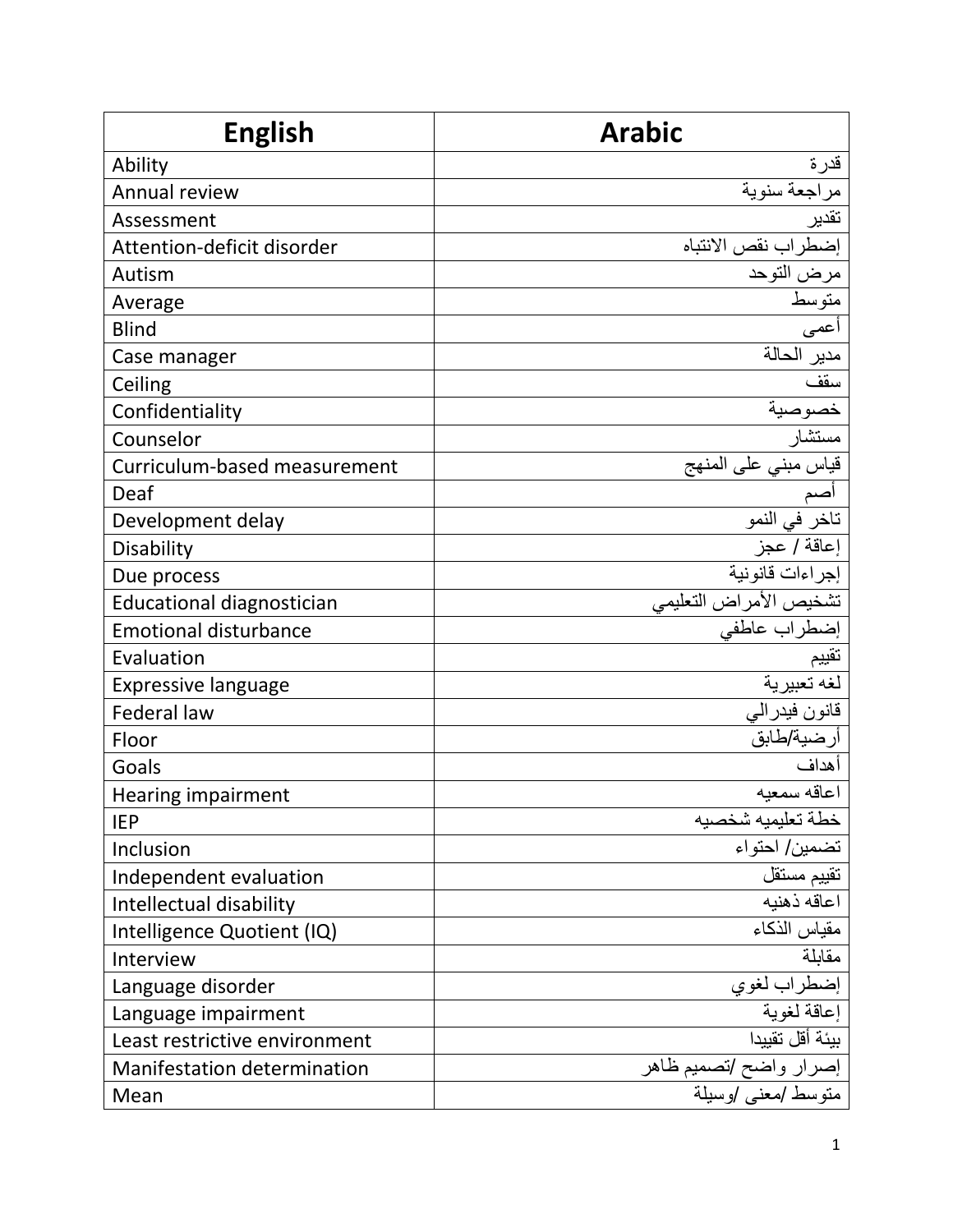| English | Arabic |
|---|---|
| Ability | قدرة |
| Annual review | مراجعة سنوية |
| Assessment | تقدير |
| Attention-deficit disorder | إضطراب نقص الانتباه |
| Autism | مرض التوحد |
| Average | متوسط |
| Blind | أعمى |
| Case manager | مدير الحالة |
| Ceiling | سقف |
| Confidentiality | خصوصية |
| Counselor | مستشار |
| Curriculum-based measurement | قياس مبني على المنهج |
| Deaf | أصم |
| Development delay | تاخر في النمو |
| Disability | إعاقة / عجز |
| Due process | إجراءات قانونية |
| Educational diagnostician | تشخيص الأمراض التعليمي |
| Emotional disturbance | إضطراب عاطفي |
| Evaluation | تقييم |
| Expressive language | لغه تعبيرية |
| Federal law | قانون فيدرالي |
| Floor | أرضية/طابق |
| Goals | أهداف |
| Hearing impairment | اعاقه سمعيه |
| IEP | خطة تعليميه شخصيه |
| Inclusion | تضمين/ احتواء |
| Independent evaluation | تقييم مستقل |
| Intellectual disability | اعاقه ذهنيه |
| Intelligence Quotient (IQ) | مقياس الذكاء |
| Interview | مقابلة |
| Language disorder | إضطراب لغوي |
| Language impairment | إعاقة لغوية |
| Least restrictive environment | بيئة أقل تقييدا |
| Manifestation determination | إصرار واضح /تصميم ظاهر |
| Mean | متوسط /معنى /وسيلة |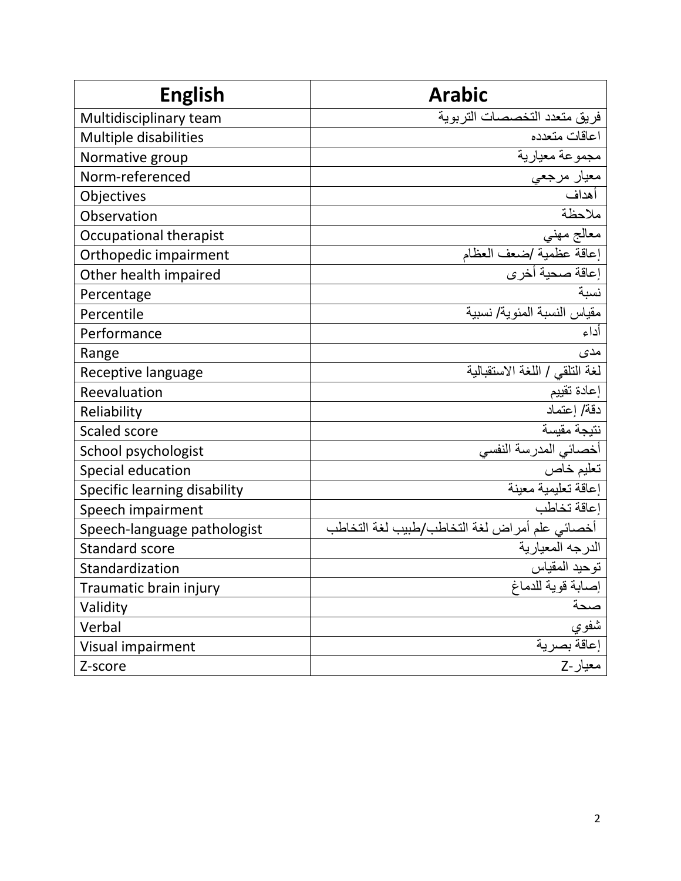| English | Arabic |
| --- | --- |
| Multidisciplinary team | فريق متعدد التخصصات التربوية |
| Multiple disabilities | اعاقات متعدده |
| Normative group | مجموعة معيارية |
| Norm-referenced | معيار مرجعي |
| Objectives | أهداف |
| Observation | ملاحظة |
| Occupational therapist | معالج مهني |
| Orthopedic impairment | إعاقة عظمية /ضعف العظام |
| Other health impaired | إعاقة صحية أخرى |
| Percentage | نسبة |
| Percentile | مقياس النسبة المئوية/ نسبية |
| Performance | أداء |
| Range | مدى |
| Receptive language | لغة التلقي / اللغة الاستقبالية |
| Reevaluation | إعادة تقييم |
| Reliability | دقة/ إعتماد |
| Scaled score | نتيجة مقيسة |
| School psychologist | أخصائي المدرسة النفسي |
| Special education | تعليم خاص |
| Specific learning disability | إعاقة تعليمية معينة |
| Speech impairment | إعاقة تخاطب |
| Speech-language pathologist | أخصائي علم أمراض لغة التخاطب/طبيب لغة التخاطب |
| Standard score | الدرجه المعيارية |
| Standardization | توحيد المقياس |
| Traumatic brain injury | إصابة قوية للدماغ |
| Validity | صحة |
| Verbal | شفوي |
| Visual impairment | إعاقة بصرية |
| Z-score | معيار-Z |